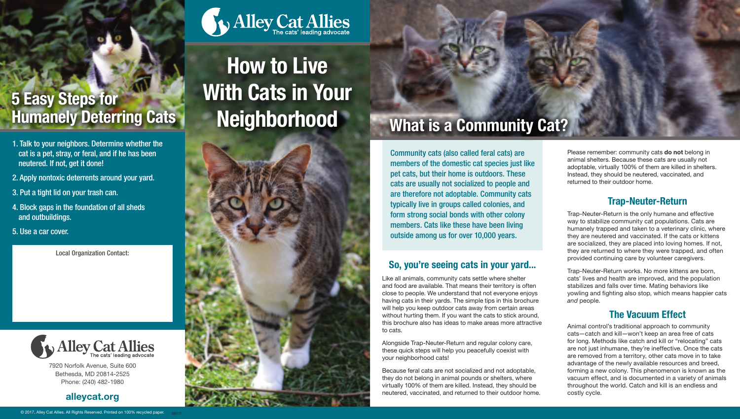## 5 Easy Steps for Humanely Deterring Cats

1. Talk to your neighbors. Determine whether the cat is a pet, stray, or feral, and if he has been neutered. If not, get it done!
2. Apply nontoxic deterrents around your yard.
3. Put a tight lid on your trash can.
4. Block gaps in the foundation of all sheds and outbuildings.
5. Use a car cover.

Local Organization Contact:

Alley Cat Allies
The cats' leading advocate

7920 Norfolk Avenue, Suite 600
Bethesda, MD 20814-2525
Phone: (240) 482-1980

**alleycat.org**

© 2017, Alley Cat Allies. All Rights Reserved. Printed on 100% recycled paper.

Alley Cat Allies
The cats' leading advocate

# How to Live With Cats in Your Neighborhood

## What is a Community Cat?

Community cats (also called feral cats) are members of the domestic cat species just like pet cats, but their home is outdoors. These cats are usually not socialized to people and are therefore not adoptable. Community cats typically live in groups called colonies, and form strong social bonds with other colony members. Cats like these have been living outside among us for over 10,000 years.

### So, you're seeing cats in your yard...

Like all animals, community cats settle where shelter and food are available. That means their territory is often close to people. We understand that not everyone enjoys having cats in their yards. The simple tips in this brochure will help you keep outdoor cats away from certain areas without hurting them. If you want the cats to stick around, this brochure also has ideas to make areas more attractive to cats.

Alongside Trap-Neuter-Return and regular colony care, these quick steps will help you peacefully coexist with your neighborhood cats!

Because feral cats are not socialized and not adoptable, they do not belong in animal pounds or shelters, where virtually 100% of them are killed. Instead, they should be neutered, vaccinated, and returned to their outdoor home.

Please remember: community cats **do not** belong in animal shelters. Because these cats are usually not adoptable, virtually 100% of them are killed in shelters. Instead, they should be neutered, vaccinated, and returned to their outdoor home.

### Trap-Neuter-Return

Trap-Neuter-Return is the only humane and effective way to stabilize community cat populations. Cats are humanely trapped and taken to a veterinary clinic, where they are neutered and vaccinated. If the cats or kittens are socialized, they are placed into loving homes. If not, they are returned to where they were trapped, and often provided continuing care by volunteer caregivers.

Trap-Neuter-Return works. No more kittens are born, cats' lives and health are improved, and the population stabilizes and falls over time. Mating behaviors like yowling and fighting also stop, which means happier cats *and* people.

### The Vacuum Effect

Animal control's traditional approach to community cats—catch and kill—won't keep an area free of cats for long. Methods like catch and kill or "relocating" cats are not just inhumane, they're ineffective. Once the cats are removed from a territory, other cats move in to take advantage of the newly available resources and breed, forming a new colony. This phenomenon is known as the vacuum effect, and is documented in a variety of animals throughout the world. Catch and kill is an endless and costly cycle.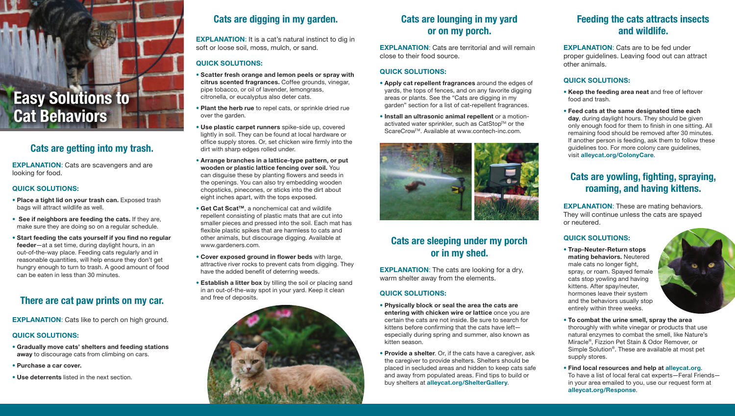# Easy Solutions to Cat Behaviors

## Cats are getting into my trash.

**EXPLANATION**: Cats are scavengers and are looking for food.

### QUICK SOLUTIONS:

- **Place a tight lid on your trash can.** Exposed trash bags will attract wildlife as well.
- **See if neighbors are feeding the cats.** If they are, make sure they are doing so on a regular schedule.
- **Start feeding the cats yourself if you find no regular feeder**—at a set time, during daylight hours, in an out-of-the-way place. Feeding cats regularly and in reasonable quantities, will help ensure they don't get hungry enough to turn to trash. A good amount of food can be eaten in less than 30 minutes.

## There are cat paw prints on my car.

**EXPLANATION**: Cats like to perch on high ground.

### QUICK SOLUTIONS:

- **Gradually move cats' shelters and feeding stations away** to discourage cats from climbing on cars.
- **Purchase a car cover.**
- **Use deterrents** listed in the next section.

## Cats are digging in my garden.

**EXPLANATION**: It is a cat's natural instinct to dig in soft or loose soil, moss, mulch, or sand.

### QUICK SOLUTIONS:

- **Scatter fresh orange and lemon peels or spray with citrus scented fragrances.** Coffee grounds, vinegar, pipe tobacco, or oil of lavender, lemongrass, citronella, or eucalyptus also deter cats.
- **Plant the herb rue** to repel cats, or sprinkle dried rue over the garden.
- **Use plastic carpet runners** spike-side up, covered lightly in soil. They can be found at local hardware or office supply stores. Or, set chicken wire firmly into the dirt with sharp edges rolled under.
- **Arrange branches in a lattice-type pattern, or put wooden or plastic lattice fencing over soil.** You can disguise these by planting flowers and seeds in the openings. You can also try embedding wooden chopsticks, pinecones, or sticks into the dirt about eight inches apart, with the tops exposed.
- **Get Cat Scat™**, a nonchemical cat and wildlife repellent consisting of plastic mats that are cut into smaller pieces and pressed into the soil. Each mat has flexible plastic spikes that are harmless to cats and other animals, but discourage digging. Available at www.gardeners.com.
- **Cover exposed ground in flower beds** with large, attractive river rocks to prevent cats from digging. They have the added benefit of deterring weeds.
- **Establish a litter box** by tilling the soil or placing sand in an out-of-the-way spot in your yard. Keep it clean and free of deposits.

## Cats are lounging in my yard or on my porch.

**EXPLANATION**: Cats are territorial and will remain close to their food source.

### QUICK SOLUTIONS:

- **Apply cat repellent fragrances** around the edges of yards, the tops of fences, and on any favorite digging areas or plants. See the "Cats are digging in my garden" section for a list of cat-repellent fragrances.
- **Install an ultrasonic animal repellent** or a motion-activated water sprinkler, such as CatStop™ or the ScareCrow™. Available at www.contech-inc.com.

## Cats are sleeping under my porch or in my shed.

**EXPLANATION**: The cats are looking for a dry, warm shelter away from the elements.

### QUICK SOLUTIONS:

- **Physically block or seal the area the cats are entering with chicken wire or lattice** once you are certain the cats are not inside. Be sure to search for kittens before confirming that the cats have left—especially during spring and summer, also known as kitten season.
- **Provide a shelter**. Or, if the cats have a caregiver, ask the caregiver to provide shelters. Shelters should be placed in secluded areas and hidden to keep cats safe and away from populated areas. Find tips to build or buy shelters at **alleycat.org/ShelterGallery**.

## Feeding the cats attracts insects and wildlife.

**EXPLANATION**: Cats are to be fed under proper guidelines. Leaving food out can attract other animals.

### QUICK SOLUTIONS:

- **Keep the feeding area neat** and free of leftover food and trash.
- **Feed cats at the same designated time each day**, during daylight hours. They should be given only enough food for them to finish in one sitting. All remaining food should be removed after 30 minutes. If another person is feeding, ask them to follow these guidelines too. For more colony care guidelines, visit **alleycat.org/ColonyCare**.

## Cats are yowling, fighting, spraying, roaming, and having kittens.

**EXPLANATION**: These are mating behaviors. They will continue unless the cats are spayed or neutered.

### QUICK SOLUTIONS:

- **Trap-Neuter-Return stops mating behaviors.** Neutered male cats no longer fight, spray, or roam. Spayed female cats stop yowling and having kittens. After spay/neuter, hormones leave their system and the behaviors usually stop entirely within three weeks.
- **To combat the urine smell, spray the area** thoroughly with white vinegar or products that use natural enzymes to combat the smell, like Nature's Miracle®, Fizzion Pet Stain & Odor Remover, or Simple Solution®. These are available at most pet supply stores.
- **Find local resources and help at alleycat.org.** To have a list of local feral cat experts—Feral Friends—in your area emailed to you, use our request form at **alleycat.org/Response**.